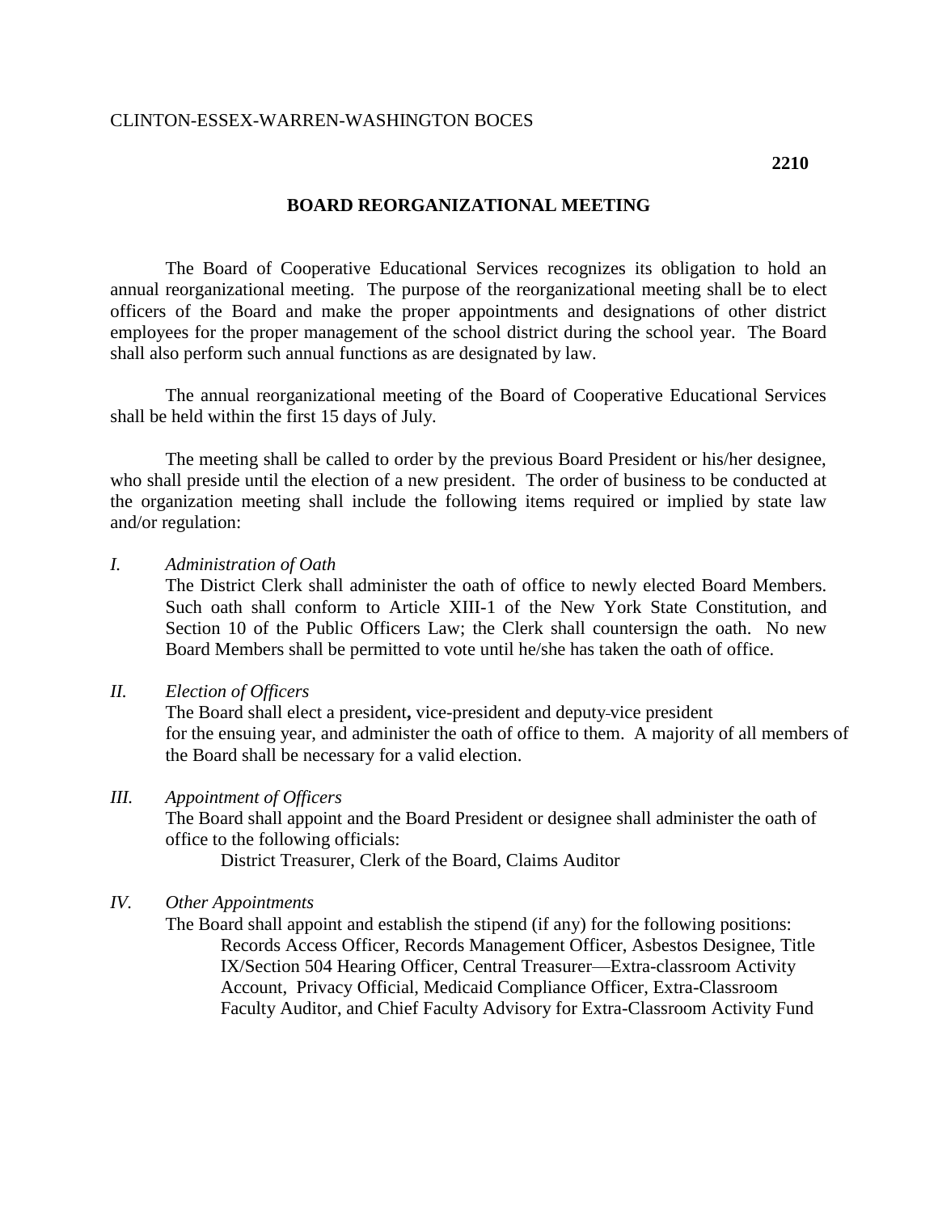CLINTON-ESSEX-WARREN-WASHINGTON BOCES

**2210**

## BOARD REORGANIZATIONAL MEETING

The Board of Cooperative Educational Services recognizes its obligation to hold an annual reorganizational meeting. The purpose of the reorganizational meeting shall be to elect officers of the Board and make the proper appointments and designations of other district employees for the proper management of the school district during the school year. The Board shall also perform such annual functions as are designated by law.

The annual reorganizational meeting of the Board of Cooperative Educational Services shall be held within the first 15 days of July.

The meeting shall be called to order by the previous Board President or his/her designee, who shall preside until the election of a new president. The order of business to be conducted at the organization meeting shall include the following items required or implied by state law and/or regulation:

*I. Administration of Oath*

The District Clerk shall administer the oath of office to newly elected Board Members. Such oath shall conform to Article XIII-1 of the New York State Constitution, and Section 10 of the Public Officers Law; the Clerk shall countersign the oath. No new Board Members shall be permitted to vote until he/she has taken the oath of office.

*II. Election of Officers*

The Board shall elect a president**,** vice-president and deputy-vice president for the ensuing year, and administer the oath of office to them. A majority of all members of the Board shall be necessary for a valid election.

*III. Appointment of Officers*

The Board shall appoint and the Board President or designee shall administer the oath of office to the following officials:

District Treasurer, Clerk of the Board, Claims Auditor

*IV. Other Appointments*

The Board shall appoint and establish the stipend (if any) for the following positions:

Records Access Officer, Records Management Officer, Asbestos Designee, Title IX/Section 504 Hearing Officer, Central Treasurer—Extra-classroom Activity Account, Privacy Official, Medicaid Compliance Officer, Extra-Classroom Faculty Auditor, and Chief Faculty Advisory for Extra-Classroom Activity Fund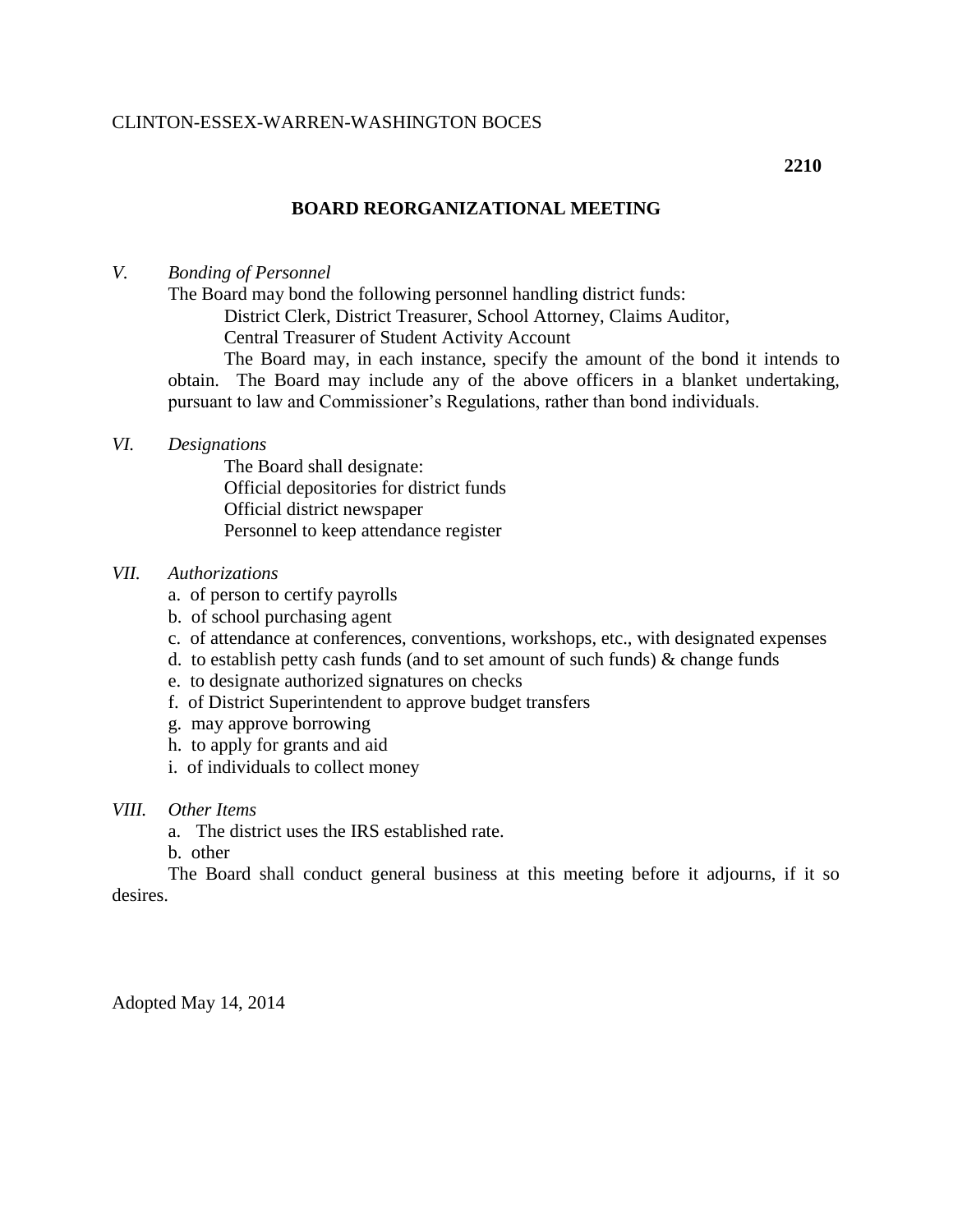CLINTON-ESSEX-WARREN-WASHINGTON BOCES

**2210**

## BOARD REORGANIZATIONAL MEETING

*V. Bonding of Personnel*

The Board may bond the following personnel handling district funds:

District Clerk, District Treasurer, School Attorney, Claims Auditor,
Central Treasurer of Student Activity Account

The Board may, in each instance, specify the amount of the bond it intends to obtain. The Board may include any of the above officers in a blanket undertaking, pursuant to law and Commissioner's Regulations, rather than bond individuals.

*VI. Designations*

The Board shall designate:
Official depositories for district funds
Official district newspaper
Personnel to keep attendance register

*VII. Authorizations*

a. of person to certify payrolls
b. of school purchasing agent
c. of attendance at conferences, conventions, workshops, etc., with designated expenses
d. to establish petty cash funds (and to set amount of such funds) & change funds
e. to designate authorized signatures on checks
f. of District Superintendent to approve budget transfers
g. may approve borrowing
h. to apply for grants and aid
i. of individuals to collect money

*VIII. Other Items*

a. The district uses the IRS established rate.
b. other

The Board shall conduct general business at this meeting before it adjourns, if it so desires.

Adopted May 14, 2014